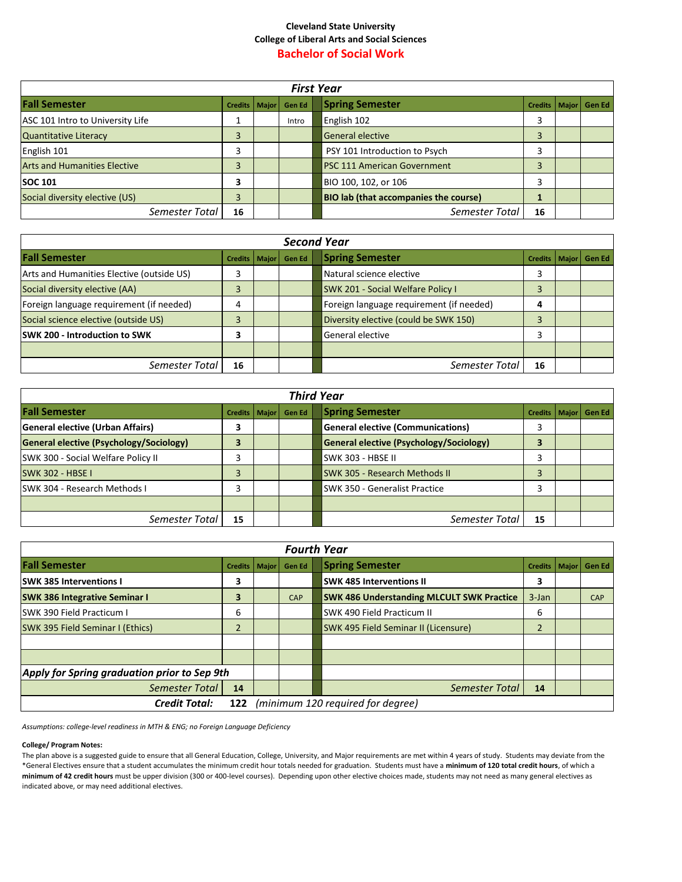**Cleveland State University**

**College of Liberal Arts and Social Sciences**

# Bachelor of Social Work

| *First Year* | | | | | | | |
|---|---|---|---|---|---|---|---|
| **Fall Semester** | **Credits** | **Major** | **Gen Ed** | **Spring Semester** | **Credits** | **Major** | **Gen Ed** |
| ASC 101 Intro to University Life | 1 | | Intro | English 102 | 3 | | |
| Quantitative Literacy | 3 | | | General elective | 3 | | |
| English 101 | 3 | | | PSY 101 Introduction to Psych | 3 | | |
| Arts and Humanities Elective | 3 | | | PSC 111 American Government | 3 | | |
| **SOC 101** | **3** | | | BIO 100, 102, or 106 | 3 | | |
| Social diversity elective (US) | 3 | | | **BIO lab (that accompanies the course)** | **1** | | |
| *Semester Total* | **16** | | | *Semester Total* | **16** | | |

| *Second Year* | | | | | | | |
|---|---|---|---|---|---|---|---|
| **Fall Semester** | **Credits** | **Major** | **Gen Ed** | **Spring Semester** | **Credits** | **Major** | **Gen Ed** |
| Arts and Humanities Elective (outside US) | 3 | | | Natural science elective | 3 | | |
| Social diversity elective (AA) | 3 | | | SWK 201 - Social Welfare Policy I | 3 | | |
| Foreign language requirement (if needed) | 4 | | | Foreign language requirement (if needed) | **4** | | |
| Social science elective (outside US) | 3 | | | Diversity elective (could be SWK 150) | 3 | | |
| **SWK 200 - Introduction to SWK** | **3** | | | General elective | 3 | | |
| | | | | | | | |
| *Semester Total* | **16** | | | *Semester Total* | **16** | | |

| *Third Year* | | | | | | | |
|---|---|---|---|---|---|---|---|
| **Fall Semester** | **Credits** | **Major** | **Gen Ed** | **Spring Semester** | **Credits** | **Major** | **Gen Ed** |
| **General elective (Urban Affairs)** | **3** | | | **General elective (Communications)** | 3 | | |
| **General elective (Psychology/Sociology)** | **3** | | | **General elective (Psychology/Sociology)** | **3** | | |
| SWK 300 - Social Welfare Policy II | 3 | | | SWK 303 - HBSE II | 3 | | |
| SWK 302 - HBSE I | 3 | | | SWK 305 - Research Methods II | 3 | | |
| SWK 304 - Research Methods I | 3 | | | SWK 350 - Generalist Practice | 3 | | |
| | | | | | | | |
| *Semester Total* | **15** | | | *Semester Total* | **15** | | |

| *Fourth Year* | | | | | | | |
|---|---|---|---|---|---|---|---|
| **Fall Semester** | **Credits** | **Major** | **Gen Ed** | **Spring Semester** | **Credits** | **Major** | **Gen Ed** |
| **SWK 385 Interventions I** | **3** | | | **SWK 485 Interventions II** | **3** | | |
| **SWK 386 Integrative Seminar I** | **3** | | CAP | **SWK 486 Understanding MLCULT SWK Practice** | 3-Jan | | CAP |
| SWK 390 Field Practicum I | 6 | | | SWK 490 Field Practicum II | 6 | | |
| SWK 395 Field Seminar I (Ethics) | 2 | | | SWK 495 Field Seminar II (Licensure) | 2 | | |
| | | | | | | | |
| | | | | | | | |
| ***Apply for Spring graduation prior to Sep 9th*** | | | | | | | |
| *Semester Total* | **14** | | | *Semester Total* | **14** | | |
| ***Credit Total:*** | **122** | *(minimum 120 required for degree)* | | | | | |

*Assumptions: college-level readiness in MTH & ENG; no Foreign Language Deficiency*

**College/ Program Notes:**

The plan above is a suggested guide to ensure that all General Education, College, University, and Major requirements are met within 4 years of study. Students may deviate from the *General Electives ensure that a student accumulates the minimum credit hour totals needed for graduation. Students must have a **minimum of 120 total credit hours**, of which a **minimum of 42 credit hours** must be upper division (300 or 400-level courses). Depending upon other elective choices made, students may not need as many general electives as indicated above, or may need additional electives.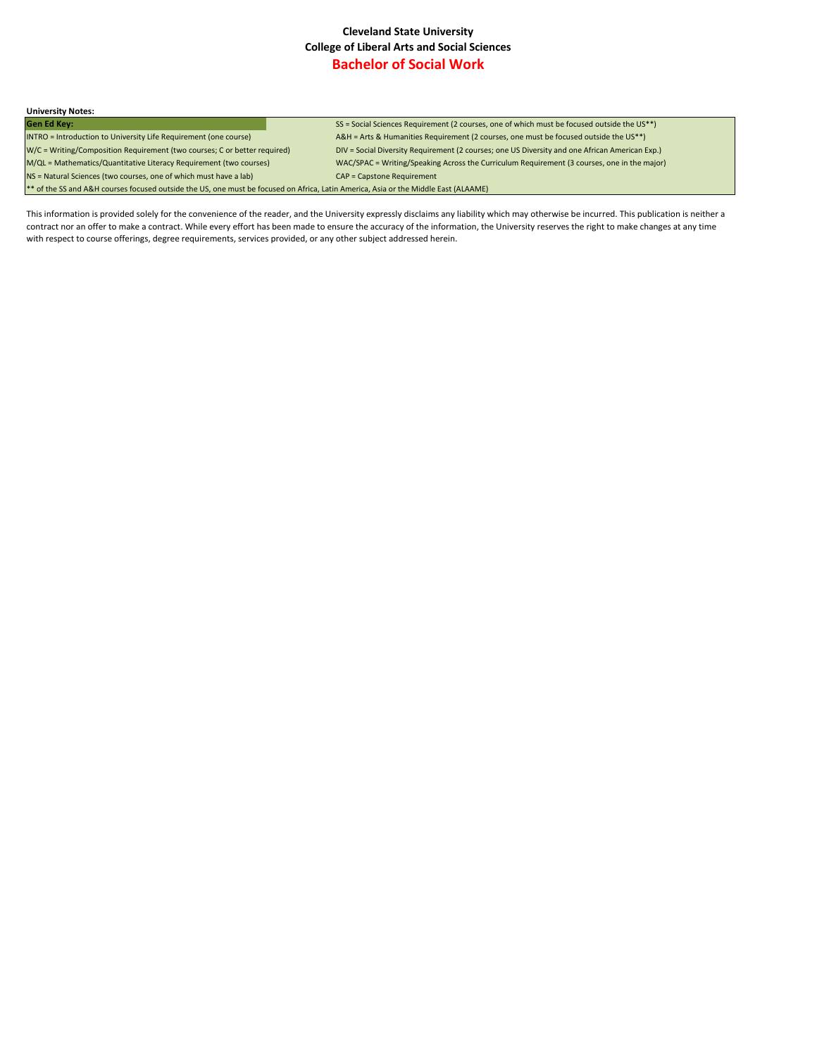**Cleveland State University**
**College of Liberal Arts and Social Sciences**
**Bachelor of Social Work**

**University Notes:**

| Gen Ed Key: | |
|---|---|
| INTRO = Introduction to University Life Requirement (one course) | SS = Social Sciences Requirement (2 courses, one of which must be focused outside the US**) |
| W/C = Writing/Composition Requirement (two courses; C or better required) | A&H = Arts & Humanities Requirement (2 courses, one must be focused outside the US**) |
| M/QL = Mathematics/Quantitative Literacy Requirement (two courses) | DIV = Social Diversity Requirement (2 courses; one US Diversity and one African American Exp.) |
| NS = Natural Sciences (two courses, one of which must have a lab) | WAC/SPAC = Writing/Speaking Across the Curriculum Requirement (3 courses, one in the major) |
| | CAP = Capstone Requirement |
| ** of the SS and A&H courses focused outside the US, one must be focused on Africa, Latin America, Asia or the Middle East (ALAAME) | |

This information is provided solely for the convenience of the reader, and the University expressly disclaims any liability which may otherwise be incurred. This publication is neither a contract nor an offer to make a contract. While every effort has been made to ensure the accuracy of the information, the University reserves the right to make changes at any time with respect to course offerings, degree requirements, services provided, or any other subject addressed herein.